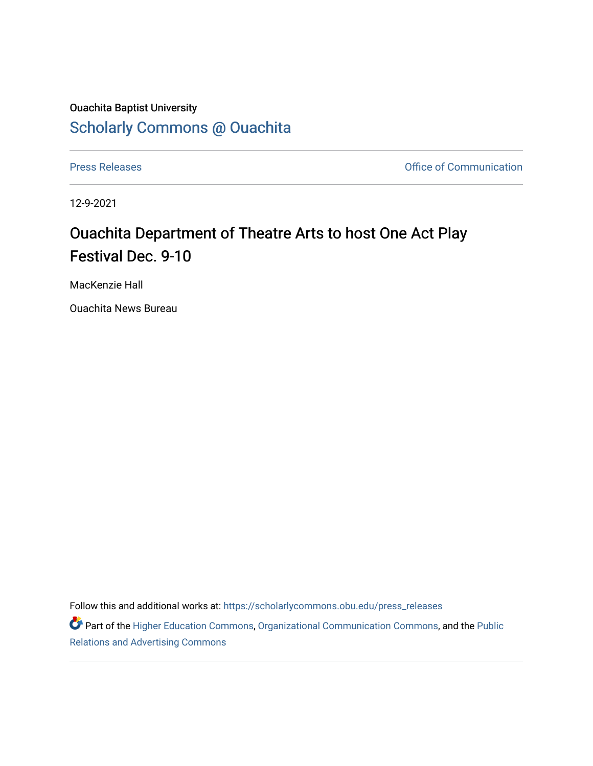Ouachita Baptist University

## Scholarly Commons @ Ouachita

Press Releases | Office of Communication

12-9-2021

# Ouachita Department of Theatre Arts to host One Act Play Festival Dec. 9-10

MacKenzie Hall

Ouachita News Bureau

Follow this and additional works at: https://scholarlycommons.obu.edu/press_releases

Part of the Higher Education Commons, Organizational Communication Commons, and the Public Relations and Advertising Commons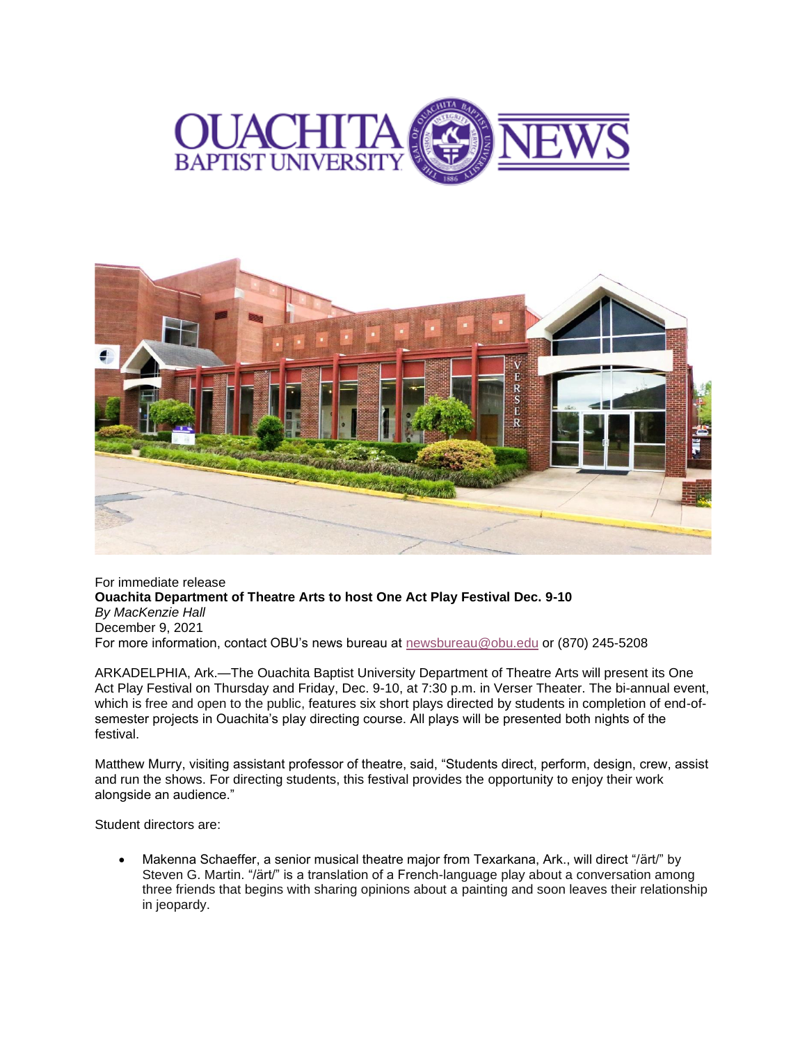For immediate release

**Ouachita Department of Theatre Arts to host One Act Play Festival Dec. 9-10**

*By MacKenzie Hall*

December 9, 2021

For more information, contact OBU's news bureau at newsbureau@obu.edu or (870) 245-5208

ARKADELPHIA, Ark.—The Ouachita Baptist University Department of Theatre Arts will present its One Act Play Festival on Thursday and Friday, Dec. 9-10, at 7:30 p.m. in Verser Theater. The bi-annual event, which is free and open to the public, features six short plays directed by students in completion of end-of-semester projects in Ouachita's play directing course. All plays will be presented both nights of the festival.

Matthew Murry, visiting assistant professor of theatre, said, "Students direct, perform, design, crew, assist and run the shows. For directing students, this festival provides the opportunity to enjoy their work alongside an audience."

Student directors are:

- Makenna Schaeffer, a senior musical theatre major from Texarkana, Ark., will direct "/ärt/" by Steven G. Martin. "/ärt/" is a translation of a French-language play about a conversation among three friends that begins with sharing opinions about a painting and soon leaves their relationship in jeopardy.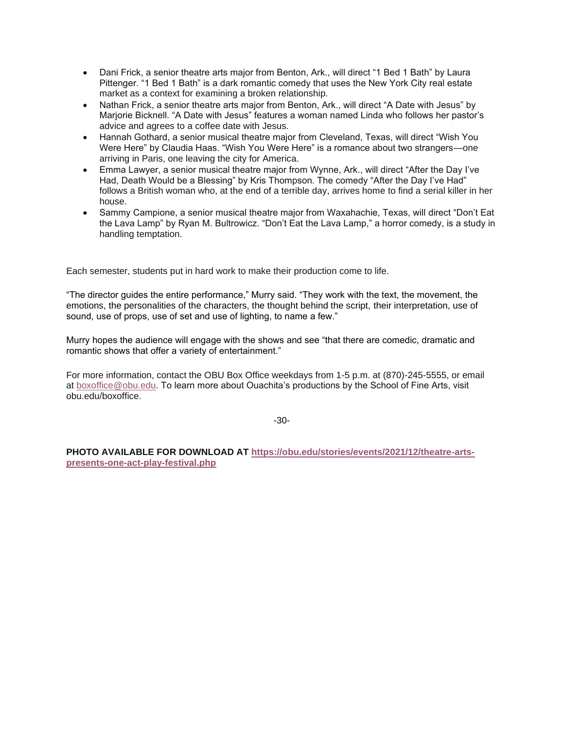- Dani Frick, a senior theatre arts major from Benton, Ark., will direct "1 Bed 1 Bath" by Laura Pittenger. "1 Bed 1 Bath" is a dark romantic comedy that uses the New York City real estate market as a context for examining a broken relationship.
- Nathan Frick, a senior theatre arts major from Benton, Ark., will direct "A Date with Jesus" by Marjorie Bicknell. "A Date with Jesus" features a woman named Linda who follows her pastor's advice and agrees to a coffee date with Jesus.
- Hannah Gothard, a senior musical theatre major from Cleveland, Texas, will direct "Wish You Were Here" by Claudia Haas. "Wish You Were Here" is a romance about two strangers—one arriving in Paris, one leaving the city for America.
- Emma Lawyer, a senior musical theatre major from Wynne, Ark., will direct "After the Day I've Had, Death Would be a Blessing" by Kris Thompson. The comedy "After the Day I've Had" follows a British woman who, at the end of a terrible day, arrives home to find a serial killer in her house.
- Sammy Campione, a senior musical theatre major from Waxahachie, Texas, will direct "Don't Eat the Lava Lamp" by Ryan M. Bultrowicz. "Don't Eat the Lava Lamp," a horror comedy, is a study in handling temptation.

Each semester, students put in hard work to make their production come to life.

"The director guides the entire performance," Murry said. "They work with the text, the movement, the emotions, the personalities of the characters, the thought behind the script, their interpretation, use of sound, use of props, use of set and use of lighting, to name a few."

Murry hopes the audience will engage with the shows and see "that there are comedic, dramatic and romantic shows that offer a variety of entertainment."

For more information, contact the OBU Box Office weekdays from 1-5 p.m. at (870)-245-5555, or email at boxoffice@obu.edu. To learn more about Ouachita's productions by the School of Fine Arts, visit obu.edu/boxoffice.

-30-

**PHOTO AVAILABLE FOR DOWNLOAD AT https://obu.edu/stories/events/2021/12/theatre-arts-presents-one-act-play-festival.php**